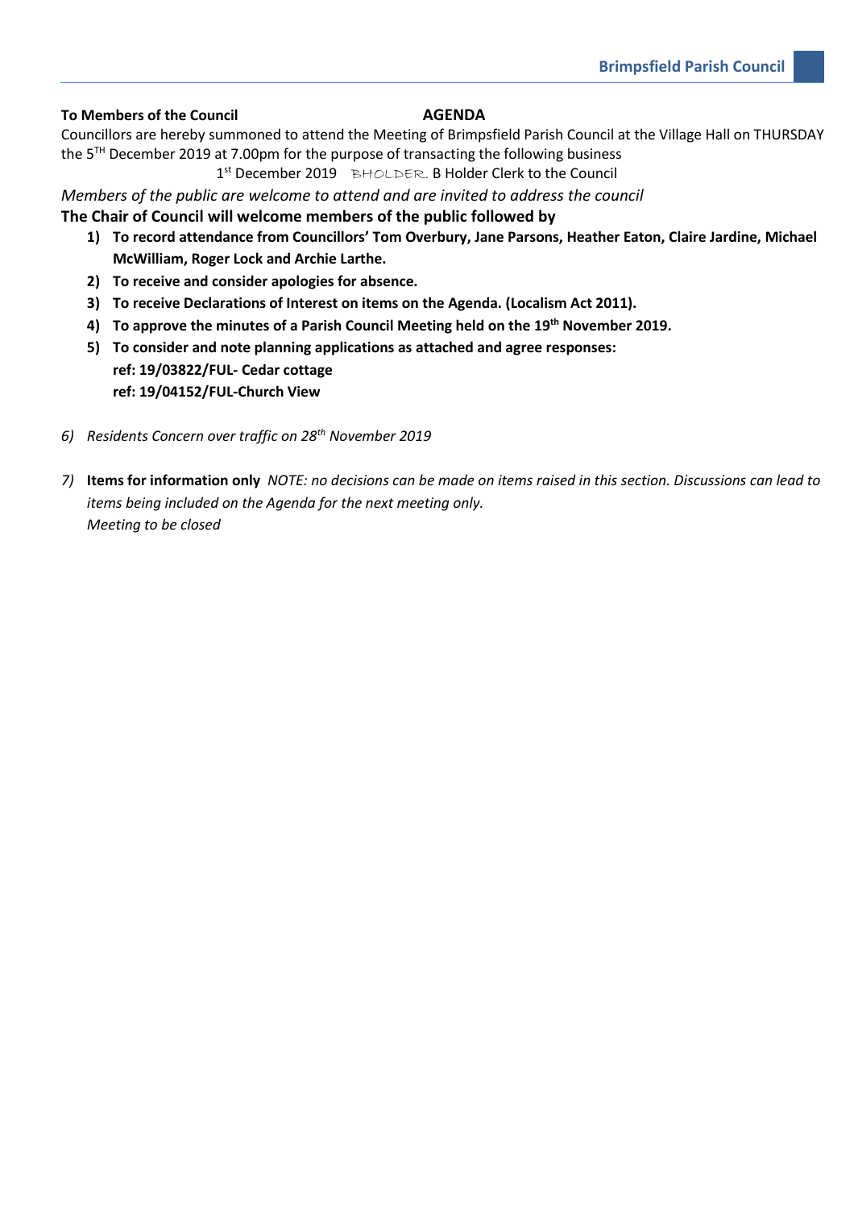**To Members of the Council** **AGENDA**

Councillors are hereby summoned to attend the Meeting of Brimpsfield Parish Council at the Village Hall on THURSDAY the 5TH December 2019 at 7.00pm for the purpose of transacting the following business

1st December 2019 BHOLDER. B Holder Clerk to the Council

*Members of the public are welcome to attend and are invited to address the council*

**The Chair of Council will welcome members of the public followed by**

1) **To record attendance from Councillors' Tom Overbury, Jane Parsons, Heather Eaton, Claire Jardine, Michael McWilliam, Roger Lock and Archie Larthe.**
2) **To receive and consider apologies for absence.**
3) **To receive Declarations of Interest on items on the Agenda. (Localism Act 2011).**
4) **To approve the minutes of a Parish Council Meeting held on the 19th November 2019.**
5) **To consider and note planning applications as attached and agree responses:**
   **ref: 19/03822/FUL- Cedar cottage**
   **ref: 19/04152/FUL-Church View**

6) *Residents Concern over traffic on 28th November 2019*

7) **Items for information only** *NOTE: no decisions can be made on items raised in this section. Discussions can lead to items being included on the Agenda for the next meeting only.*
   *Meeting to be closed*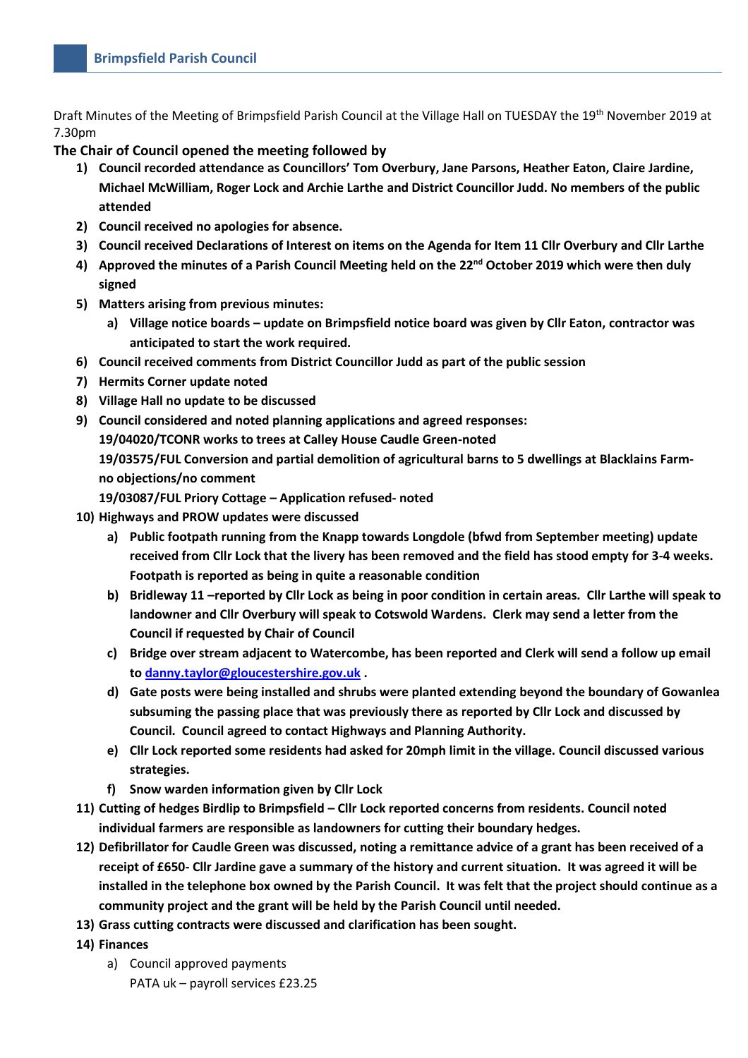Brimpsfield Parish Council

Draft Minutes of the Meeting of Brimpsfield Parish Council at the Village Hall on TUESDAY the 19th November 2019 at 7.30pm

**The Chair of Council opened the meeting followed by**

1) **Council recorded attendance as Councillors' Tom Overbury, Jane Parsons, Heather Eaton, Claire Jardine, Michael McWilliam, Roger Lock and Archie Larthe and District Councillor Judd. No members of the public attended**
2) **Council received no apologies for absence.**
3) **Council received Declarations of Interest on items on the Agenda for Item 11 Cllr Overbury and Cllr Larthe**
4) **Approved the minutes of a Parish Council Meeting held on the 22nd October 2019 which were then duly signed**
5) **Matters arising from previous minutes:**
   a) **Village notice boards – update on Brimpsfield notice board was given by Cllr Eaton, contractor was anticipated to start the work required.**
6) **Council received comments from District Councillor Judd as part of the public session**
7) **Hermits Corner update noted**
8) **Village Hall no update to be discussed**
9) **Council considered and noted planning applications and agreed responses:**
   **19/04020/TCONR works to trees at Calley House Caudle Green-noted**
   **19/03575/FUL Conversion and partial demolition of agricultural barns to 5 dwellings at Blacklains Farm-no objections/no comment**
   **19/03087/FUL Priory Cottage – Application refused- noted**
10) **Highways and PROW updates were discussed**
    a) **Public footpath running from the Knapp towards Longdole (bfwd from September meeting) update received from Cllr Lock that the livery has been removed and the field has stood empty for 3-4 weeks. Footpath is reported as being in quite a reasonable condition**
    b) **Bridleway 11 –reported by Cllr Lock as being in poor condition in certain areas. Cllr Larthe will speak to landowner and Cllr Overbury will speak to Cotswold Wardens. Clerk may send a letter from the Council if requested by Chair of Council**
    c) **Bridge over stream adjacent to Watercombe, has been reported and Clerk will send a follow up email to danny.taylor@gloucestershire.gov.uk .**
    d) **Gate posts were being installed and shrubs were planted extending beyond the boundary of Gowanlea subsuming the passing place that was previously there as reported by Cllr Lock and discussed by Council. Council agreed to contact Highways and Planning Authority.**
    e) **Cllr Lock reported some residents had asked for 20mph limit in the village. Council discussed various strategies.**
    f) **Snow warden information given by Cllr Lock**
11) **Cutting of hedges Birdlip to Brimpsfield – Cllr Lock reported concerns from residents. Council noted individual farmers are responsible as landowners for cutting their boundary hedges.**
12) **Defibrillator for Caudle Green was discussed, noting a remittance advice of a grant has been received of a receipt of £650- Cllr Jardine gave a summary of the history and current situation. It was agreed it will be installed in the telephone box owned by the Parish Council. It was felt that the project should continue as a community project and the grant will be held by the Parish Council until needed.**
13) **Grass cutting contracts were discussed and clarification has been sought.**
14) **Finances**
    a) Council approved payments
       PATA uk – payroll services £23.25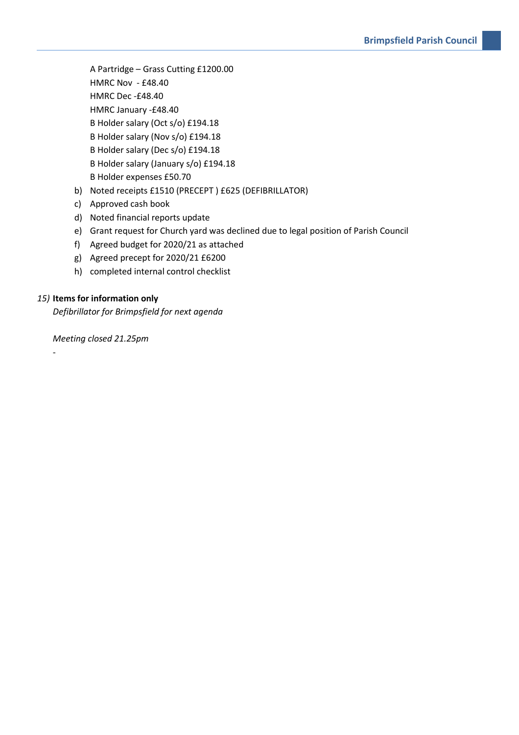A Partridge – Grass Cutting £1200.00
HMRC Nov - £48.40
HMRC Dec -£48.40
HMRC January -£48.40
B Holder salary (Oct s/o) £194.18
B Holder salary (Nov s/o) £194.18
B Holder salary (Dec s/o) £194.18
B Holder salary (January s/o) £194.18
B Holder expenses £50.70

b) Noted receipts £1510 (PRECEPT ) £625 (DEFIBRILLATOR)
c) Approved cash book
d) Noted financial reports update
e) Grant request for Church yard was declined due to legal position of Parish Council
f) Agreed budget for 2020/21 as attached
g) Agreed precept for 2020/21 £6200
h) completed internal control checklist

*15)* **Items for information only**

*Defibrillator for Brimpsfield for next agenda*

*Meeting closed 21.25pm*

-